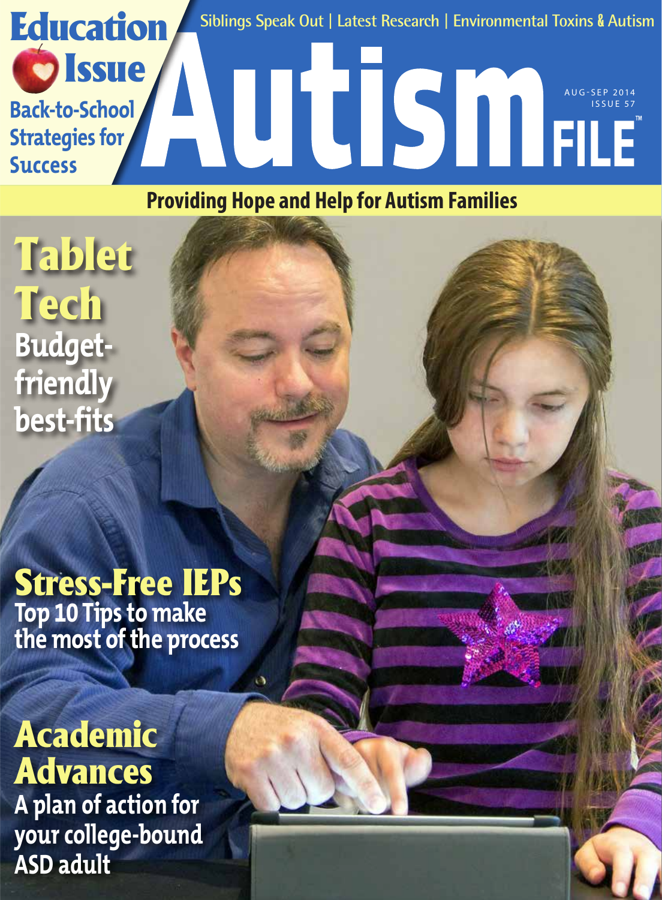# Autism FILE™

Siblings Speak Out | Latest Research | Environmental Toxins & Autism

AUG-SEP 2014
ISSUE 57

**Education Issue**

**Back-to-School Strategies for Success**

**Providing Hope and Help for Autism Families**

## Tablet Tech

Budget-friendly best-fits

## Stress-Free IEPs

Top 10 Tips to make the most of the process

## Academic Advances

A plan of action for your college-bound ASD adult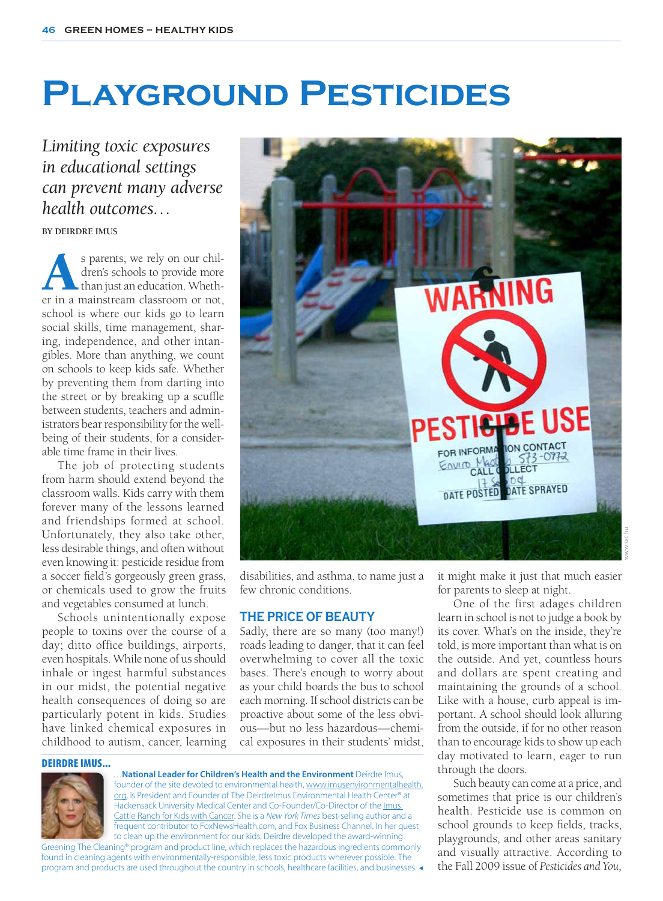# Playground Pesticides

*Limiting toxic exposures in educational settings can prevent many adverse health outcomes…*

BY DEIRDRE IMUS

As parents, we rely on our children's schools to provide more than just an education. Whether in a mainstream classroom or not, school is where our kids go to learn social skills, time management, sharing, independence, and other intangibles. More than anything, we count on schools to keep kids safe. Whether by preventing them from darting into the street or by breaking up a scuffle between students, teachers and administrators bear responsibility for the wellbeing of their students, for a considerable time frame in their lives.

The job of protecting students from harm should extend beyond the classroom walls. Kids carry with them forever many of the lessons learned and friendships formed at school. Unfortunately, they also take other, less desirable things, and often without even knowing it: pesticide residue from a soccer field's gorgeously green grass, or chemicals used to grow the fruits and vegetables consumed at lunch.

Schools unintentionally expose people to toxins over the course of a day; ditto office buildings, airports, even hospitals. While none of us should inhale or ingest harmful substances in our midst, the potential negative health consequences of doing so are particularly potent in kids. Studies have linked chemical exposures in childhood to autism, cancer, learning disabilities, and asthma, to name just a few chronic conditions.

## THE PRICE OF BEAUTY

Sadly, there are so many (too many!) roads leading to danger, that it can feel overwhelming to cover all the toxic bases. There's enough to worry about as your child boards the bus to school each morning. If school districts can be proactive about some of the less obvious—but no less hazardous—chemical exposures in their students' midst, it might make it just that much easier for parents to sleep at night.

One of the first adages children learn in school is not to judge a book by its cover. What's on the inside, they're told, is more important than what is on the outside. And yet, countless hours and dollars are spent creating and maintaining the grounds of a school. Like with a house, curb appeal is important. A school should look alluring from the outside, if for no other reason than to encourage kids to show up each day motivated to learn, eager to run through the doors.

Such beauty can come at a price, and sometimes that price is our children's health. Pesticide use is common on school grounds to keep fields, tracks, playgrounds, and other areas sanitary and visually attractive. According to the Fall 2009 issue of *Pesticides and You,*

**DEIRDRE IMUS…**

…**National Leader for Children's Health and the Environment** Deirdre Imus, founder of the site devoted to environmental health, www.imusenvironmentalhealth.org, is President and Founder of The DeirdreImus Environmental Health Center® at Hackensack University Medical Center and Co-Founder/Co-Director of the Imus Cattle Ranch for Kids with Cancer. She is a *New York Times* best-selling author and a frequent contributor to FoxNewsHealth.com, and Fox Business Channel. In her quest to clean up the environment for our kids, Deirdre developed the award-winning Greening The Cleaning® program and product line, which replaces the hazardous ingredients commonly found in cleaning agents with environmentally-responsible, less toxic products wherever possible. The program and products are used throughout the country in schools, healthcare facilities, and businesses.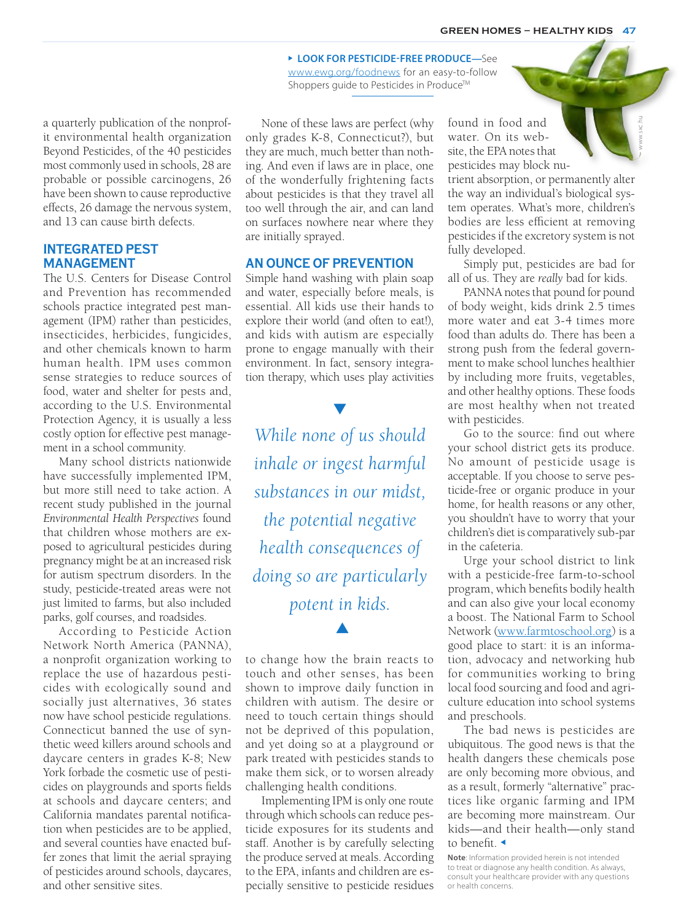▸ **LOOK FOR PESTICIDE-FREE PRODUCE**—See www.ewg.org/foodnews for an easy-to-follow Shoppers guide to Pesticides in Produce™

a quarterly publication of the nonprofit environmental health organization Beyond Pesticides, of the 40 pesticides most commonly used in schools, 28 are probable or possible carcinogens, 26 have been shown to cause reproductive effects, 26 damage the nervous system, and 13 can cause birth defects.

## INTEGRATED PEST MANAGEMENT

The U.S. Centers for Disease Control and Prevention has recommended schools practice integrated pest management (IPM) rather than pesticides, insecticides, herbicides, fungicides, and other chemicals known to harm human health. IPM uses common sense strategies to reduce sources of food, water and shelter for pests and, according to the U.S. Environmental Protection Agency, it is usually a less costly option for effective pest management in a school community.

Many school districts nationwide have successfully implemented IPM, but more still need to take action. A recent study published in the journal *Environmental Health Perspectives* found that children whose mothers are exposed to agricultural pesticides during pregnancy might be at an increased risk for autism spectrum disorders. In the study, pesticide-treated areas were not just limited to farms, but also included parks, golf courses, and roadsides.

According to Pesticide Action Network North America (PANNA), a nonprofit organization working to replace the use of hazardous pesticides with ecologically sound and socially just alternatives, 36 states now have school pesticide regulations. Connecticut banned the use of synthetic weed killers around schools and daycare centers in grades K-8; New York forbade the cosmetic use of pesticides on playgrounds and sports fields at schools and daycare centers; and California mandates parental notification when pesticides are to be applied, and several counties have enacted buffer zones that limit the aerial spraying of pesticides around schools, daycares, and other sensitive sites.

None of these laws are perfect (why only grades K-8, Connecticut?), but they are much, much better than nothing. And even if laws are in place, one of the wonderfully frightening facts about pesticides is that they travel all too well through the air, and can land on surfaces nowhere near where they are initially sprayed.

## AN OUNCE OF PREVENTION

Simple hand washing with plain soap and water, especially before meals, is essential. All kids use their hands to explore their world (and often to eat!), and kids with autism are especially prone to engage manually with their environment. In fact, sensory integration therapy, which uses play activities to change how the brain reacts to touch and other senses, has been shown to improve daily function in children with autism. The desire or need to touch certain things should not be deprived of this population, and yet doing so at a playground or park treated with pesticides stands to make them sick, or to worsen already challenging health conditions.

> *While none of us should inhale or ingest harmful substances in our midst, the potential negative health consequences of doing so are particularly potent in kids.*

Implementing IPM is only one route through which schools can reduce pesticide exposures for its students and staff. Another is by carefully selecting the produce served at meals. According to the EPA, infants and children are especially sensitive to pesticide residues found in food and water. On its website, the EPA notes that pesticides may block nutrient absorption, or permanently alter the way an individual's biological system operates. What's more, children's bodies are less efficient at removing pesticides if the excretory system is not fully developed.

Simply put, pesticides are bad for all of us. They are *really* bad for kids.

PANNA notes that pound for pound of body weight, kids drink 2.5 times more water and eat 3-4 times more food than adults do. There has been a strong push from the federal government to make school lunches healthier by including more fruits, vegetables, and other healthy options. These foods are most healthy when not treated with pesticides.

Go to the source: find out where your school district gets its produce. No amount of pesticide usage is acceptable. If you choose to serve pesticide-free or organic produce in your home, for health reasons or any other, you shouldn't have to worry that your children's diet is comparatively sub-par in the cafeteria.

Urge your school district to link with a pesticide-free farm-to-school program, which benefits bodily health and can also give your local economy a boost. The National Farm to School Network (www.farmtoschool.org) is a good place to start: it is an information, advocacy and networking hub for communities working to bring local food sourcing and food and agriculture education into school systems and preschools.

The bad news is pesticides are ubiquitous. The good news is that the health dangers these chemicals pose are only becoming more obvious, and as a result, formerly "alternative" practices like organic farming and IPM are becoming more mainstream. Our kids—and their health—only stand to benefit. ◂

**Note**: Information provided herein is not intended to treat or diagnose any health condition. As always, consult your healthcare provider with any questions or health concerns.